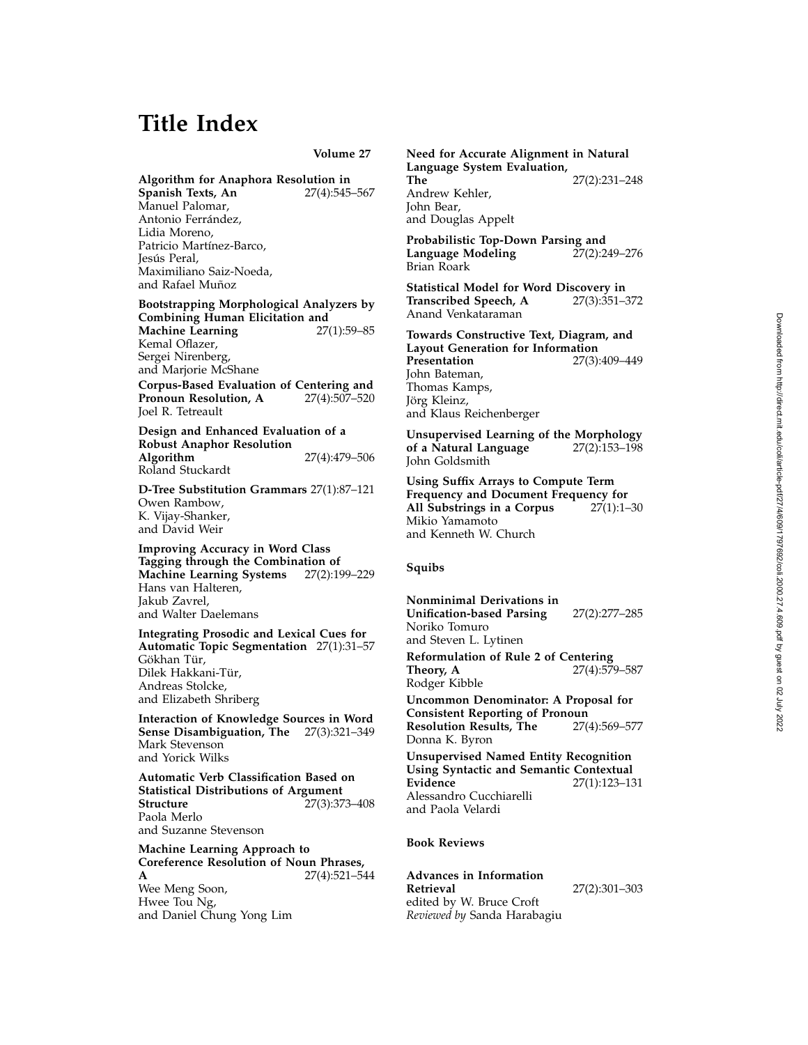# Title Index

**Volume 27**

**Algorithm for Anaphora Resolution in Spanish Texts, An** 27(4):545–567
Manuel Palomar, Antonio Ferrández, Lidia Moreno, Patricio Martínez-Barco, Jesús Peral, Maximiliano Saiz-Noeda, and Rafael Muñoz

**Bootstrapping Morphological Analyzers by Combining Human Elicitation and Machine Learning** 27(1):59–85
Kemal Oflazer, Sergei Nirenberg, and Marjorie McShane

**Corpus-Based Evaluation of Centering and Pronoun Resolution, A** 27(4):507–520
Joel R. Tetreault

**Design and Enhanced Evaluation of a Robust Anaphor Resolution Algorithm** 27(4):479–506
Roland Stuckardt

**D-Tree Substitution Grammars** 27(1):87–121
Owen Rambow, K. Vijay-Shanker, and David Weir

**Improving Accuracy in Word Class Tagging through the Combination of Machine Learning Systems** 27(2):199–229
Hans van Halteren, Jakub Zavrel, and Walter Daelemans

**Integrating Prosodic and Lexical Cues for Automatic Topic Segmentation** 27(1):31–57
Gökhan Tür, Dilek Hakkani-Tür, Andreas Stolcke, and Elizabeth Shriberg

**Interaction of Knowledge Sources in Word Sense Disambiguation, The** 27(3):321–349
Mark Stevenson and Yorick Wilks

**Automatic Verb Classification Based on Statistical Distributions of Argument Structure** 27(3):373–408
Paola Merlo and Suzanne Stevenson

**Machine Learning Approach to Coreference Resolution of Noun Phrases, A** 27(4):521–544
Wee Meng Soon, Hwee Tou Ng, and Daniel Chung Yong Lim

**Need for Accurate Alignment in Natural Language System Evaluation, The** 27(2):231–248
Andrew Kehler, John Bear, and Douglas Appelt

**Probabilistic Top-Down Parsing and Language Modeling** 27(2):249–276
Brian Roark

**Statistical Model for Word Discovery in Transcribed Speech, A** 27(3):351–372
Anand Venkataraman

**Towards Constructive Text, Diagram, and Layout Generation for Information Presentation** 27(3):409–449
John Bateman, Thomas Kamps, Jörg Kleinz, and Klaus Reichenberger

**Unsupervised Learning of the Morphology of a Natural Language** 27(2):153–198
John Goldsmith

**Using Suffix Arrays to Compute Term Frequency and Document Frequency for All Substrings in a Corpus** 27(1):1–30
Mikio Yamamoto and Kenneth W. Church

## Squibs

**Nonminimal Derivations in Unification-based Parsing** 27(2):277–285
Noriko Tomuro and Steven L. Lytinen

**Reformulation of Rule 2 of Centering Theory, A** 27(4):579–587
Rodger Kibble

**Uncommon Denominator: A Proposal for Consistent Reporting of Pronoun Resolution Results, The** 27(4):569–577
Donna K. Byron

**Unsupervised Named Entity Recognition Using Syntactic and Semantic Contextual Evidence** 27(1):123–131
Alessandro Cucchiarelli and Paola Velardi

## Book Reviews

**Advances in Information Retrieval** 27(2):301–303
edited by W. Bruce Croft
*Reviewed by* Sanda Harabagiu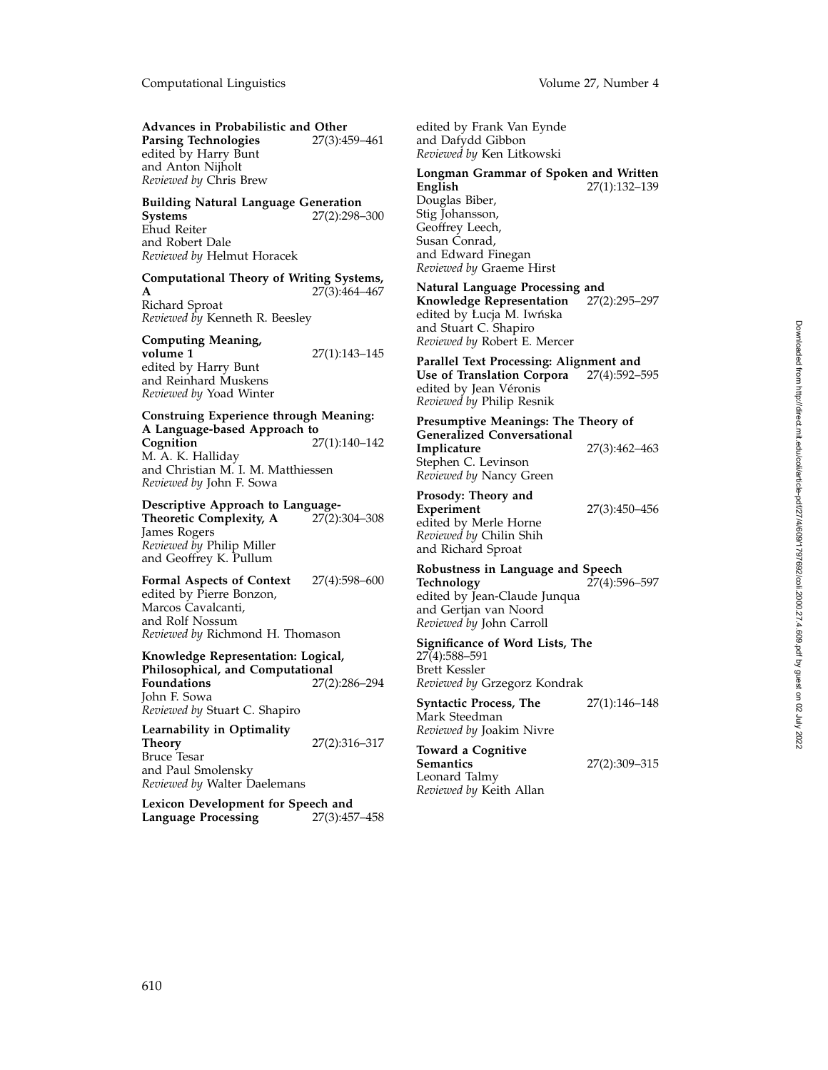**Advances in Probabilistic and Other Parsing Technologies** 27(3):459–461
edited by Harry Bunt
and Anton Nijholt
*Reviewed by* Chris Brew

**Building Natural Language Generation Systems** 27(2):298–300
Ehud Reiter
and Robert Dale
*Reviewed by* Helmut Horacek

**Computational Theory of Writing Systems, A** 27(3):464–467
Richard Sproat
*Reviewed by* Kenneth R. Beesley

**Computing Meaning, volume 1** 27(1):143–145
edited by Harry Bunt
and Reinhard Muskens
*Reviewed by* Yoad Winter

**Construing Experience through Meaning: A Language-based Approach to Cognition** 27(1):140–142
M. A. K. Halliday
and Christian M. I. M. Matthiessen
*Reviewed by* John F. Sowa

**Descriptive Approach to Language-Theoretic Complexity, A** 27(2):304–308
James Rogers
*Reviewed by* Philip Miller
and Geoffrey K. Pullum

**Formal Aspects of Context** 27(4):598–600
edited by Pierre Bonzon,
Marcos Cavalcanti,
and Rolf Nossum
*Reviewed by* Richmond H. Thomason

**Knowledge Representation: Logical, Philosophical, and Computational Foundations** 27(2):286–294
John F. Sowa
*Reviewed by* Stuart C. Shapiro

**Learnability in Optimality Theory** 27(2):316–317
Bruce Tesar
and Paul Smolensky
*Reviewed by* Walter Daelemans

**Lexicon Development for Speech and Language Processing** 27(3):457–458
edited by Frank Van Eynde
and Dafydd Gibbon
*Reviewed by* Ken Litkowski

**Longman Grammar of Spoken and Written English** 27(1):132–139
Douglas Biber,
Stig Johansson,
Geoffrey Leech,
Susan Conrad,
and Edward Finegan
*Reviewed by* Graeme Hirst

**Natural Language Processing and Knowledge Representation** 27(2):295–297
edited by Łucja M. Iwńska
and Stuart C. Shapiro
*Reviewed by* Robert E. Mercer

**Parallel Text Processing: Alignment and Use of Translation Corpora** 27(4):592–595
edited by Jean Véronis
*Reviewed by* Philip Resnik

**Presumptive Meanings: The Theory of Generalized Conversational Implicature** 27(3):462–463
Stephen C. Levinson
*Reviewed by* Nancy Green

**Prosody: Theory and Experiment** 27(3):450–456
edited by Merle Horne
*Reviewed by* Chilin Shih
and Richard Sproat

**Robustness in Language and Speech Technology** 27(4):596–597
edited by Jean-Claude Junqua
and Gertjan van Noord
*Reviewed by* John Carroll

**Significance of Word Lists, The** 27(4):588–591
Brett Kessler
*Reviewed by* Grzegorz Kondrak

**Syntactic Process, The** 27(1):146–148
Mark Steedman
*Reviewed by* Joakim Nivre

**Toward a Cognitive Semantics** 27(2):309–315
Leonard Talmy
*Reviewed by* Keith Allan